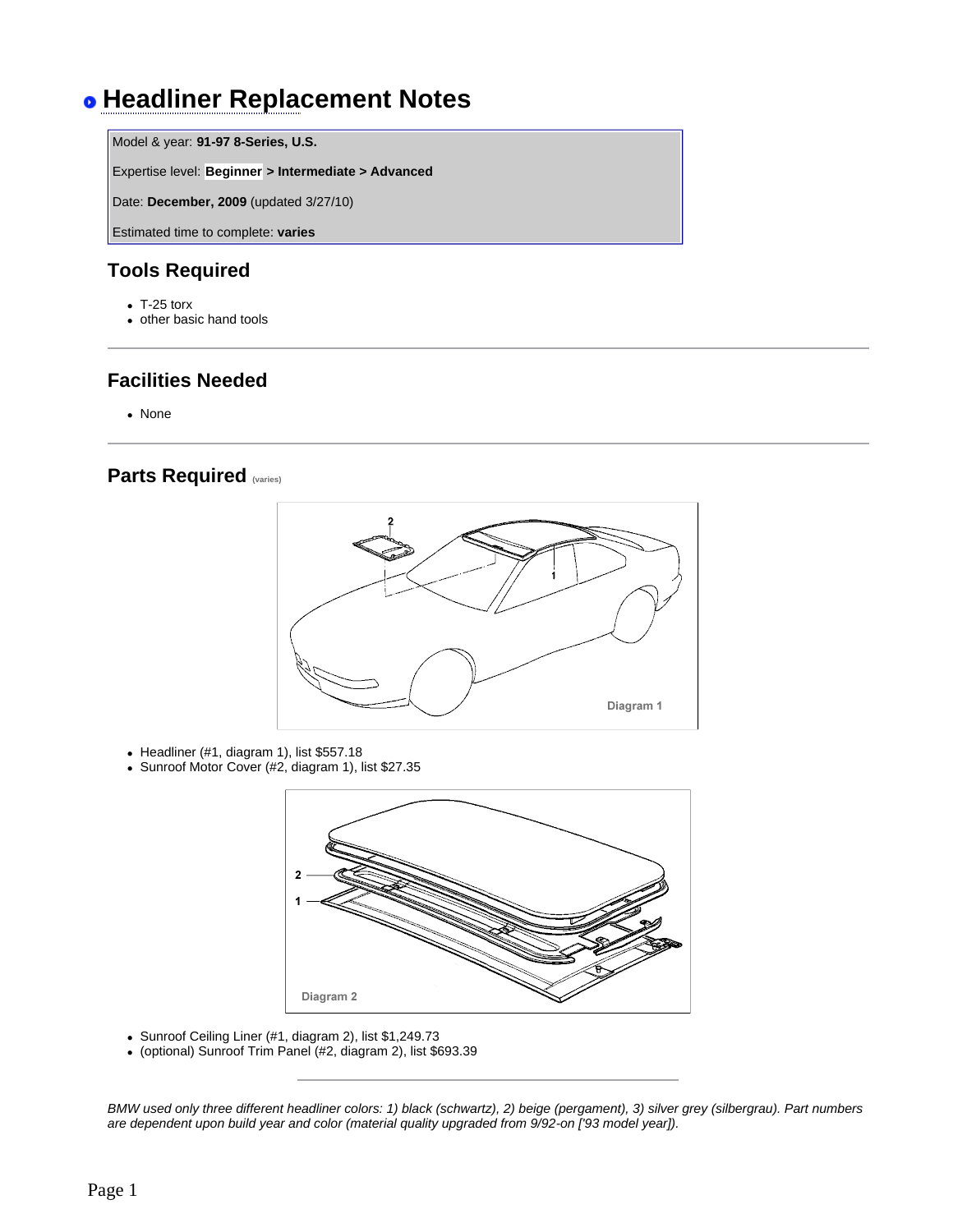# Headliner Replacement Notes

Model & year: **91-97 8-Series, U.S.**

Expertise level: **Beginner > Intermediate > Advanced**

Date: **December, 2009** (updated 3/27/10)

Estimated time to complete: **varies**

## Tools Required

- T-25 torx
- other basic hand tools

---

## Facilities Needed

- None

---

## Parts Required (varies)

Diagram 1

- Headliner (#1, diagram 1), list $557.18
- Sunroof Motor Cover (#2, diagram 1), list $27.35

Diagram 2

- Sunroof Ceiling Liner (#1, diagram 2), list $1,249.73
- (optional) Sunroof Trim Panel (#2, diagram 2), list $693.39

---

*BMW used only three different headliner colors: 1) black (schwartz), 2) beige (pergament), 3) silver grey (silbergrau). Part numbers are dependent upon build year and color (material quality upgraded from 9/92-on ['93 model year]).*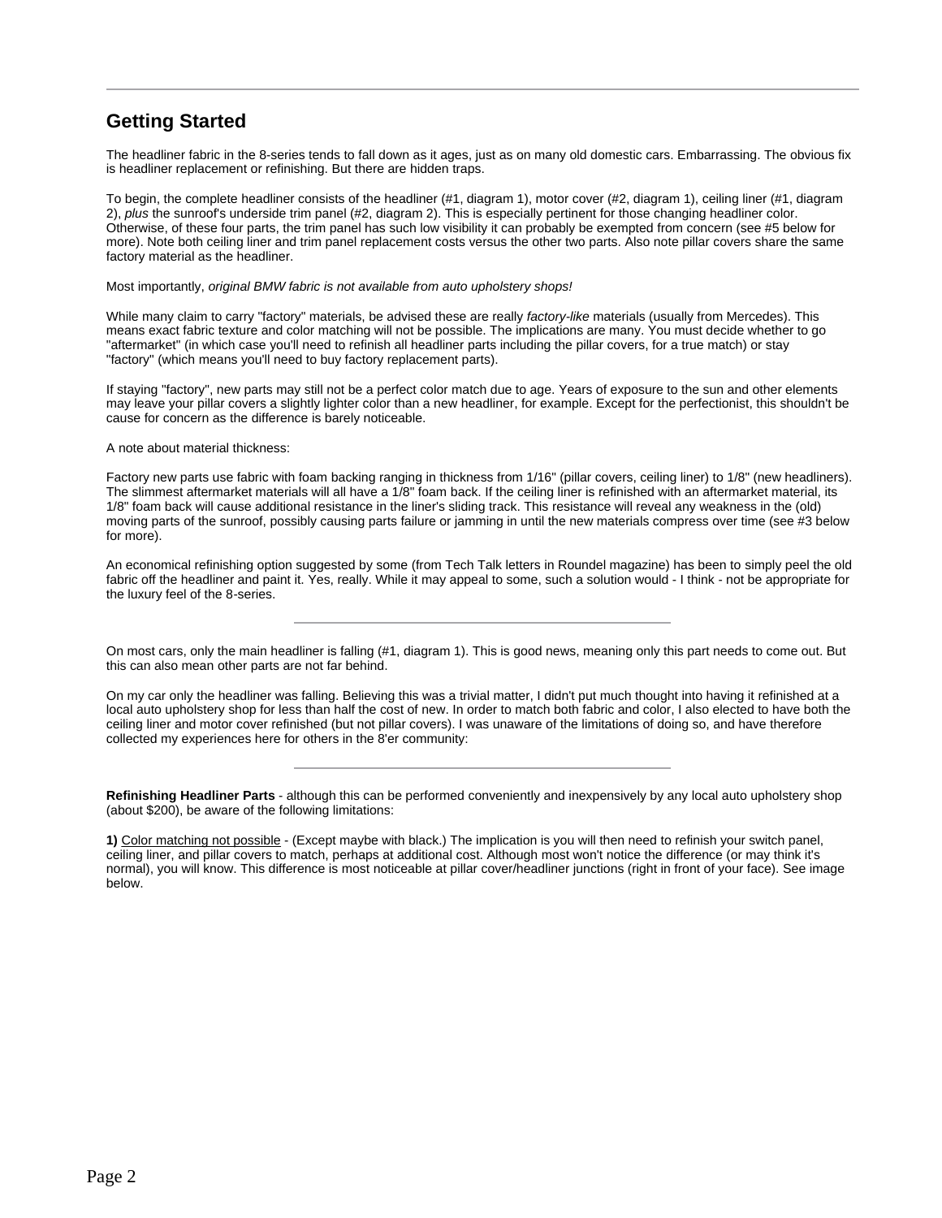## Getting Started

The headliner fabric in the 8-series tends to fall down as it ages, just as on many old domestic cars. Embarrassing. The obvious fix is headliner replacement or refinishing. But there are hidden traps.

To begin, the complete headliner consists of the headliner (#1, diagram 1), motor cover (#2, diagram 1), ceiling liner (#1, diagram 2), *plus* the sunroof's underside trim panel (#2, diagram 2). This is especially pertinent for those changing headliner color. Otherwise, of these four parts, the trim panel has such low visibility it can probably be exempted from concern (see #5 below for more). Note both ceiling liner and trim panel replacement costs versus the other two parts. Also note pillar covers share the same factory material as the headliner.

Most importantly, *original BMW fabric is not available from auto upholstery shops!*

While many claim to carry "factory" materials, be advised these are really *factory-like* materials (usually from Mercedes). This means exact fabric texture and color matching will not be possible. The implications are many. You must decide whether to go "aftermarket" (in which case you'll need to refinish all headliner parts including the pillar covers, for a true match) or stay "factory" (which means you'll need to buy factory replacement parts).

If staying "factory", new parts may still not be a perfect color match due to age. Years of exposure to the sun and other elements may leave your pillar covers a slightly lighter color than a new headliner, for example. Except for the perfectionist, this shouldn't be cause for concern as the difference is barely noticeable.

A note about material thickness:

Factory new parts use fabric with foam backing ranging in thickness from 1/16" (pillar covers, ceiling liner) to 1/8" (new headliners). The slimmest aftermarket materials will all have a 1/8" foam back. If the ceiling liner is refinished with an aftermarket material, its 1/8" foam back will cause additional resistance in the liner's sliding track. This resistance will reveal any weakness in the (old) moving parts of the sunroof, possibly causing parts failure or jamming in until the new materials compress over time (see #3 below for more).

An economical refinishing option suggested by some (from Tech Talk letters in Roundel magazine) has been to simply peel the old fabric off the headliner and paint it. Yes, really. While it may appeal to some, such a solution would - I think - not be appropriate for the luxury feel of the 8-series.

---

On most cars, only the main headliner is falling (#1, diagram 1). This is good news, meaning only this part needs to come out. But this can also mean other parts are not far behind.

On my car only the headliner was falling. Believing this was a trivial matter, I didn't put much thought into having it refinished at a local auto upholstery shop for less than half the cost of new. In order to match both fabric and color, I also elected to have both the ceiling liner and motor cover refinished (but not pillar covers). I was unaware of the limitations of doing so, and have therefore collected my experiences here for others in the 8'er community:

---

**Refinishing Headliner Parts** - although this can be performed conveniently and inexpensively by any local auto upholstery shop (about $200), be aware of the following limitations:

**1)** <u>Color matching not possible</u> - (Except maybe with black.) The implication is you will then need to refinish your switch panel, ceiling liner, and pillar covers to match, perhaps at additional cost. Although most won't notice the difference (or may think it's normal), you will know. This difference is most noticeable at pillar cover/headliner junctions (right in front of your face). See image below.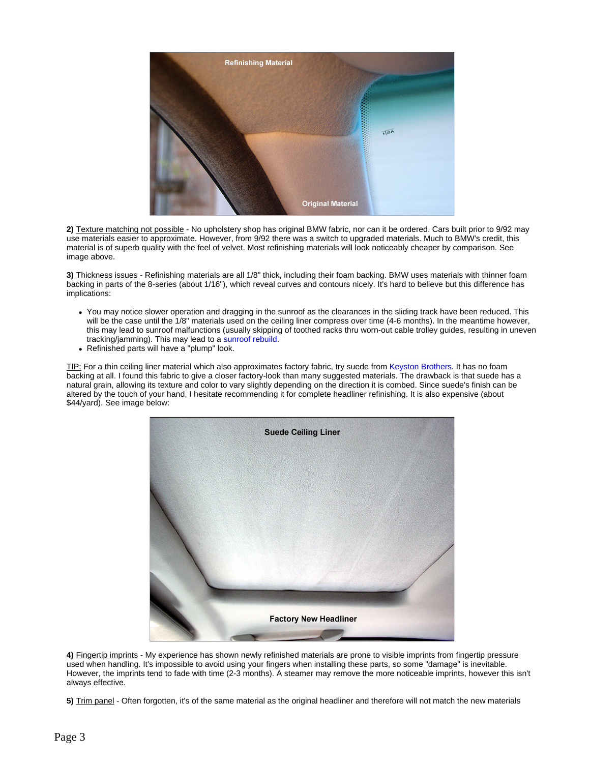**2)** Texture matching not possible - No upholstery shop has original BMW fabric, nor can it be ordered. Cars built prior to 9/92 may use materials easier to approximate. However, from 9/92 there was a switch to upgraded materials. Much to BMW's credit, this material is of superb quality with the feel of velvet. Most refinishing materials will look noticeably cheaper by comparison. See image above.

**3)** Thickness issues - Refinishing materials are all 1/8" thick, including their foam backing. BMW uses materials with thinner foam backing in parts of the 8-series (about 1/16"), which reveal curves and contours nicely. It's hard to believe but this difference has implications:

- You may notice slower operation and dragging in the sunroof as the clearances in the sliding track have been reduced. This will be the case until the 1/8" materials used on the ceiling liner compress over time (4-6 months). In the meantime however, this may lead to sunroof malfunctions (usually skipping of toothed racks thru worn-out cable trolley guides, resulting in uneven tracking/jamming). This may lead to a sunroof rebuild.
- Refinished parts will have a "plump" look.

TIP: For a thin ceiling liner material which also approximates factory fabric, try suede from Keyston Brothers. It has no foam backing at all. I found this fabric to give a closer factory-look than many suggested materials. The drawback is that suede has a natural grain, allowing its texture and color to vary slightly depending on the direction it is combed. Since suede's finish can be altered by the touch of your hand, I hesitate recommending it for complete headliner refinishing. It is also expensive (about $44/yard). See image below:

**4)** Fingertip imprints - My experience has shown newly refinished materials are prone to visible imprints from fingertip pressure used when handling. It's impossible to avoid using your fingers when installing these parts, so some "damage" is inevitable. However, the imprints tend to fade with time (2-3 months). A steamer may remove the more noticeable imprints, however this isn't always effective.

**5)** Trim panel - Often forgotten, it's of the same material as the original headliner and therefore will not match the new materials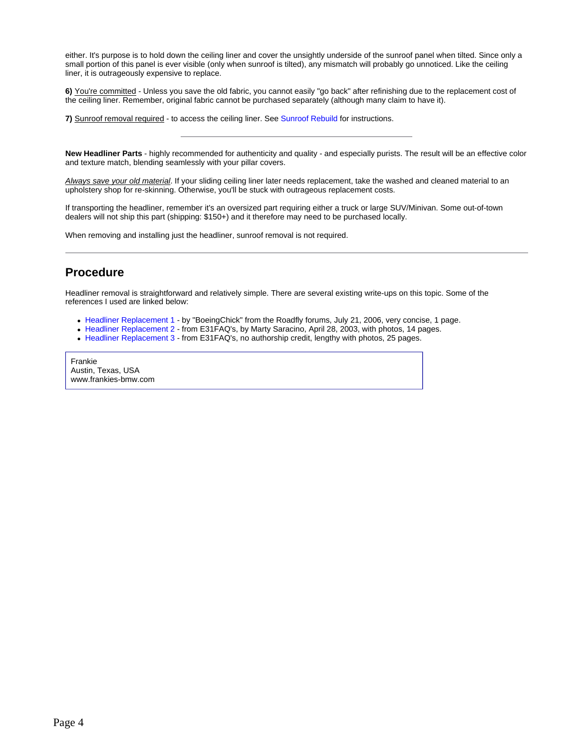either. It's purpose is to hold down the ceiling liner and cover the unsightly underside of the sunroof panel when tilted. Since only a small portion of this panel is ever visible (only when sunroof is tilted), any mismatch will probably go unnoticed. Like the ceiling liner, it is outrageously expensive to replace.

**6)** You're committed - Unless you save the old fabric, you cannot easily "go back" after refinishing due to the replacement cost of the ceiling liner. Remember, original fabric cannot be purchased separately (although many claim to have it).

**7)** Sunroof removal required - to access the ceiling liner. See Sunroof Rebuild for instructions.

---

**New Headliner Parts** - highly recommended for authenticity and quality - and especially purists. The result will be an effective color and texture match, blending seamlessly with your pillar covers.

*Always save your old material*. If your sliding ceiling liner later needs replacement, take the washed and cleaned material to an upholstery shop for re-skinning. Otherwise, you'll be stuck with outrageous replacement costs.

If transporting the headliner, remember it's an oversized part requiring either a truck or large SUV/Minivan. Some out-of-town dealers will not ship this part (shipping: $150+) and it therefore may need to be purchased locally.

When removing and installing just the headliner, sunroof removal is not required.

---

## Procedure

Headliner removal is straightforward and relatively simple. There are several existing write-ups on this topic. Some of the references I used are linked below:

- Headliner Replacement 1 - by "BoeingChick" from the Roadfly forums, July 21, 2006, very concise, 1 page.
- Headliner Replacement 2 - from E31FAQ's, by Marty Saracino, April 28, 2003, with photos, 14 pages.
- Headliner Replacement 3 - from E31FAQ's, no authorship credit, lengthy with photos, 25 pages.

Frankie
Austin, Texas, USA
www.frankies-bmw.com